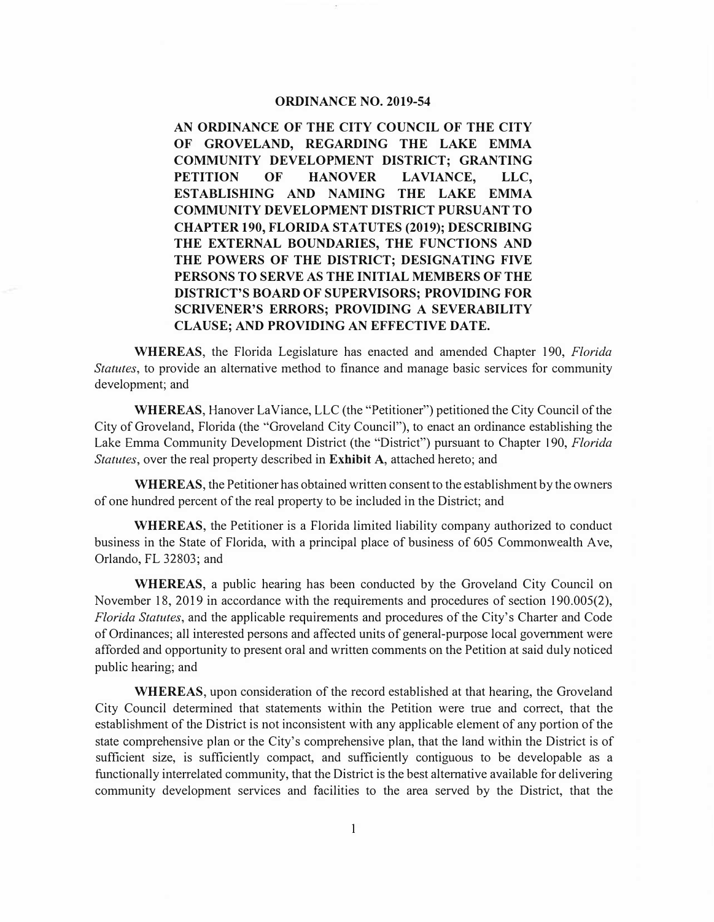# ORDINANCE NO. 2019-54

**AN ORDINANCE OF THE CITY COUNCIL OF THE CITY OF GROVELAND, REGARDING THE LAKE EMMA COMMUNITY DEVELOPMENT DISTRICT; GRANTING PETITION OF HANOVER LAVIANCE, LLC, ESTABLISHING AND NAMING THE LAKE EMMA COMMUNITY DEVELOPMENT DISTRICT PURSUANT TO CHAPTER 190, FLORIDA STATUTES (2019); DESCRIBING THE EXTERNAL BOUNDARIES, THE FUNCTIONS AND THE POWERS OF THE DISTRICT; DESIGNATING FIVE PERSONS TO SERVE AS THE INITIAL MEMBERS OF THE DISTRICT'S BOARD OF SUPERVISORS; PROVIDING FOR SCRIVENER'S ERRORS; PROVIDING A SEVERABILITY CLAUSE; AND PROVIDING AN EFFECTIVE DATE.**

**WHEREAS**, the Florida Legislature has enacted and amended Chapter 190, *Florida Statutes*, to provide an alternative method to finance and manage basic services for community development; and

**WHEREAS**, Hanover LaViance, LLC (the "Petitioner") petitioned the City Council of the City of Groveland, Florida (the "Groveland City Council"), to enact an ordinance establishing the Lake Emma Community Development District (the "District") pursuant to Chapter 190, *Florida Statutes*, over the real property described in **Exhibit A**, attached hereto; and

**WHEREAS**, the Petitioner has obtained written consent to the establishment by the owners of one hundred percent of the real property to be included in the District; and

**WHEREAS**, the Petitioner is a Florida limited liability company authorized to conduct business in the State of Florida, with a principal place of business of 605 Commonwealth Ave, Orlando, FL 32803; and

**WHEREAS**, a public hearing has been conducted by the Groveland City Council on November 18, 2019 in accordance with the requirements and procedures of section 190.005(2), *Florida Statutes*, and the applicable requirements and procedures of the City's Charter and Code of Ordinances; all interested persons and affected units of general-purpose local government were afforded and opportunity to present oral and written comments on the Petition at said duly noticed public hearing; and

**WHEREAS**, upon consideration of the record established at that hearing, the Groveland City Council determined that statements within the Petition were true and correct, that the establishment of the District is not inconsistent with any applicable element of any portion of the state comprehensive plan or the City's comprehensive plan, that the land within the District is of sufficient size, is sufficiently compact, and sufficiently contiguous to be developable as a functionally interrelated community, that the District is the best alternative available for delivering community development services and facilities to the area served by the District, that the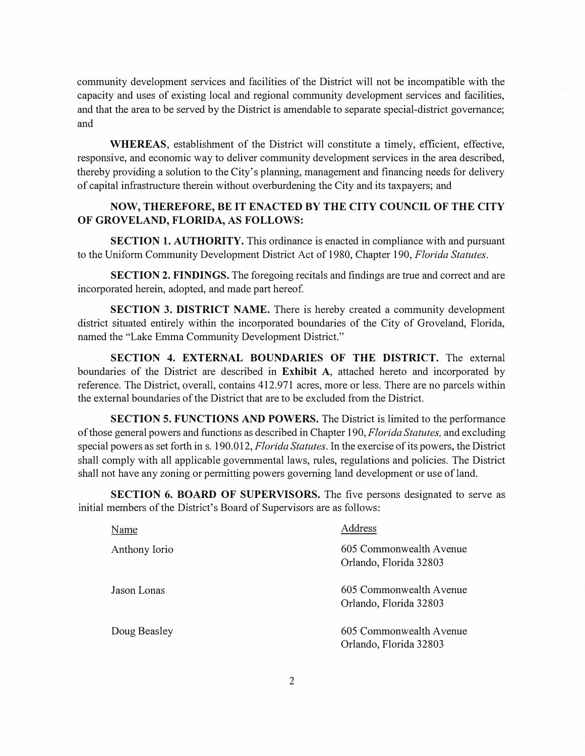community development services and facilities of the District will not be incompatible with the capacity and uses of existing local and regional community development services and facilities, and that the area to be served by the District is amendable to separate special-district governance; and

**WHEREAS**, establishment of the District will constitute a timely, efficient, effective, responsive, and economic way to deliver community development services in the area described, thereby providing a solution to the City's planning, management and financing needs for delivery of capital infrastructure therein without overburdening the City and its taxpayers; and

**NOW, THEREFORE, BE IT ENACTED BY THE CITY COUNCIL OF THE CITY OF GROVELAND, FLORIDA, AS FOLLOWS:**

**SECTION 1. AUTHORITY.** This ordinance is enacted in compliance with and pursuant to the Uniform Community Development District Act of 1980, Chapter 190, *Florida Statutes*.

**SECTION 2. FINDINGS.** The foregoing recitals and findings are true and correct and are incorporated herein, adopted, and made part hereof.

**SECTION 3. DISTRICT NAME.** There is hereby created a community development district situated entirely within the incorporated boundaries of the City of Groveland, Florida, named the "Lake Emma Community Development District."

**SECTION 4. EXTERNAL BOUNDARIES OF THE DISTRICT.** The external boundaries of the District are described in **Exhibit A**, attached hereto and incorporated by reference. The District, overall, contains 412.971 acres, more or less. There are no parcels within the external boundaries of the District that are to be excluded from the District.

**SECTION 5. FUNCTIONS AND POWERS.** The District is limited to the performance of those general powers and functions as described in Chapter 190, *Florida Statutes,* and excluding special powers as set forth in s. 190.012, *Florida Statutes*. In the exercise of its powers, the District shall comply with all applicable governmental laws, rules, regulations and policies. The District shall not have any zoning or permitting powers governing land development or use of land.

**SECTION 6. BOARD OF SUPERVISORS.** The five persons designated to serve as initial members of the District's Board of Supervisors are as follows:

| Name | Address |
|---|---|
| Anthony Iorio | 605 Commonwealth Avenue Orlando, Florida 32803 |
| Jason Lonas | 605 Commonwealth Avenue Orlando, Florida 32803 |
| Doug Beasley | 605 Commonwealth Avenue Orlando, Florida 32803 |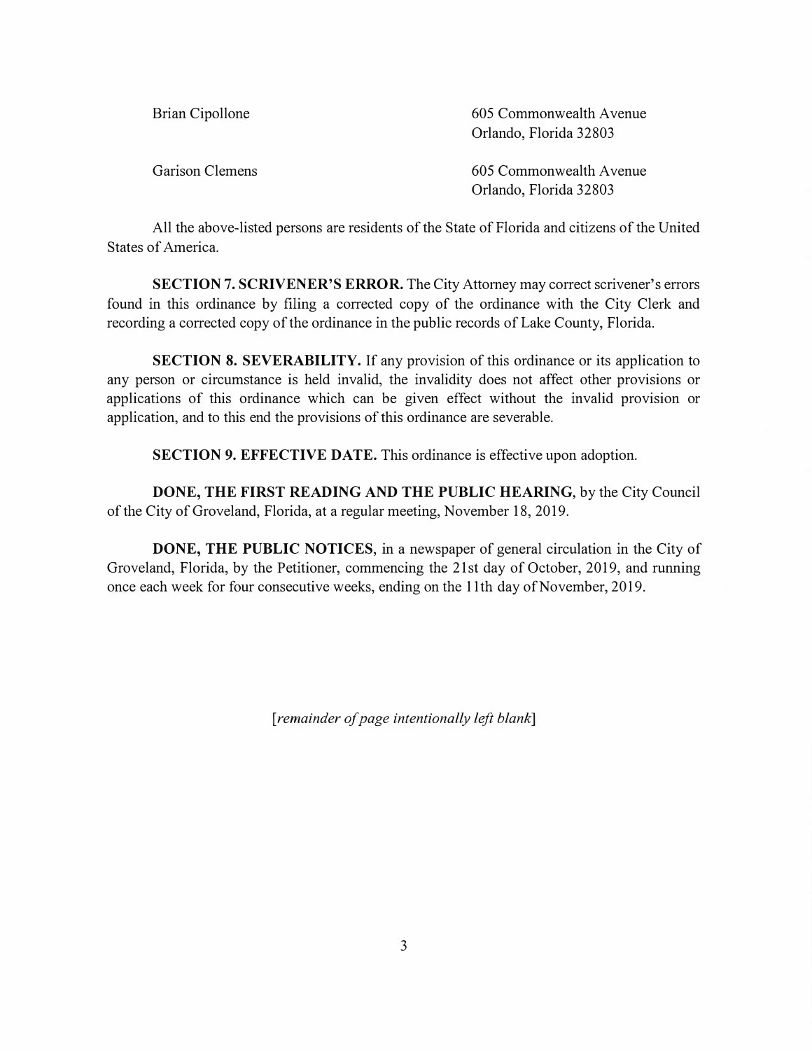| | |
|---|---|
| Brian Cipollone | 605 Commonwealth Avenue<br>Orlando, Florida 32803 |
| Garison Clemens | 605 Commonwealth Avenue<br>Orlando, Florida 32803 |

All the above-listed persons are residents of the State of Florida and citizens of the United States of America.

**SECTION 7. SCRIVENER'S ERROR.** The City Attorney may correct scrivener's errors found in this ordinance by filing a corrected copy of the ordinance with the City Clerk and recording a corrected copy of the ordinance in the public records of Lake County, Florida.

**SECTION 8. SEVERABILITY.** If any provision of this ordinance or its application to any person or circumstance is held invalid, the invalidity does not affect other provisions or applications of this ordinance which can be given effect without the invalid provision or application, and to this end the provisions of this ordinance are severable.

**SECTION 9. EFFECTIVE DATE.** This ordinance is effective upon adoption.

**DONE, THE FIRST READING AND THE PUBLIC HEARING**, by the City Council of the City of Groveland, Florida, at a regular meeting, November 18, 2019.

**DONE, THE PUBLIC NOTICES**, in a newspaper of general circulation in the City of Groveland, Florida, by the Petitioner, commencing the 21st day of October, 2019, and running once each week for four consecutive weeks, ending on the 11th day of November, 2019.

[*remainder of page intentionally left blank*]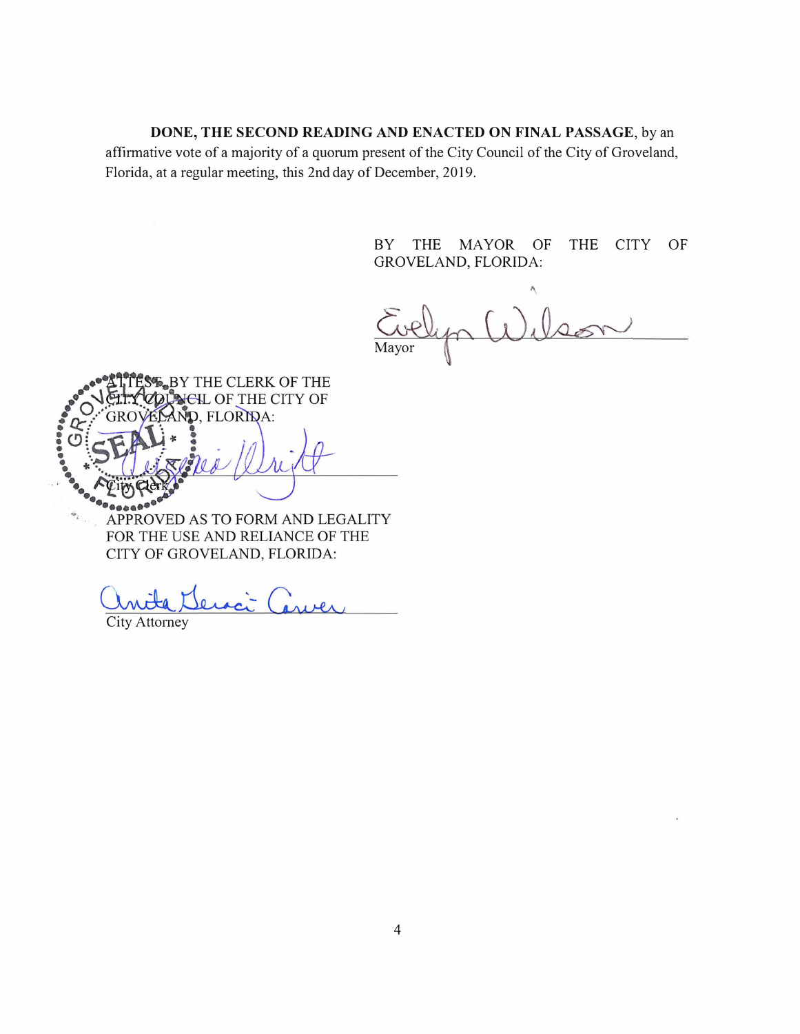**DONE, THE SECOND READING AND ENACTED ON FINAL PASSAGE**, by an affirmative vote of a majority of a quorum present of the City Council of the City of Groveland, Florida, at a regular meeting, this 2nd day of December, 2019.

BY THE MAYOR OF THE CITY OF GROVELAND, FLORIDA:

Evelyn Wilson
Mayor

ATTEST, BY THE CLERK OF THE CITY COUNCIL OF THE CITY OF GROVELAND, FLORIDA:

City Clerk

APPROVED AS TO FORM AND LEGALITY FOR THE USE AND RELIANCE OF THE CITY OF GROVELAND, FLORIDA:

Anita Geraci Carver
City Attorney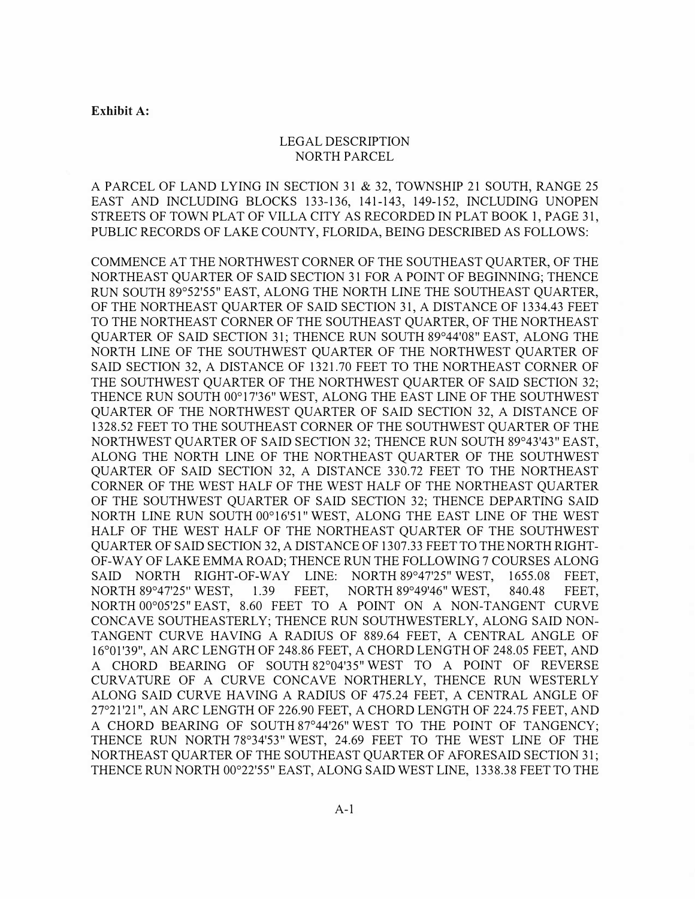**Exhibit A:**

LEGAL DESCRIPTION
NORTH PARCEL

A PARCEL OF LAND LYING IN SECTION 31 & 32, TOWNSHIP 21 SOUTH, RANGE 25 EAST AND INCLUDING BLOCKS 133-136, 141-143, 149-152, INCLUDING UNOPEN STREETS OF TOWN PLAT OF VILLA CITY AS RECORDED IN PLAT BOOK 1, PAGE 31, PUBLIC RECORDS OF LAKE COUNTY, FLORIDA, BEING DESCRIBED AS FOLLOWS:

COMMENCE AT THE NORTHWEST CORNER OF THE SOUTHEAST QUARTER, OF THE NORTHEAST QUARTER OF SAID SECTION 31 FOR A POINT OF BEGINNING; THENCE RUN SOUTH 89°52'55" EAST, ALONG THE NORTH LINE THE SOUTHEAST QUARTER, OF THE NORTHEAST QUARTER OF SAID SECTION 31, A DISTANCE OF 1334.43 FEET TO THE NORTHEAST CORNER OF THE SOUTHEAST QUARTER, OF THE NORTHEAST QUARTER OF SAID SECTION 31; THENCE RUN SOUTH 89°44'08" EAST, ALONG THE NORTH LINE OF THE SOUTHWEST QUARTER OF THE NORTHWEST QUARTER OF SAID SECTION 32, A DISTANCE OF 1321.70 FEET TO THE NORTHEAST CORNER OF THE SOUTHWEST QUARTER OF THE NORTHWEST QUARTER OF SAID SECTION 32; THENCE RUN SOUTH 00°17'36" WEST, ALONG THE EAST LINE OF THE SOUTHWEST QUARTER OF THE NORTHWEST QUARTER OF SAID SECTION 32, A DISTANCE OF 1328.52 FEET TO THE SOUTHEAST CORNER OF THE SOUTHWEST QUARTER OF THE NORTHWEST QUARTER OF SAID SECTION 32; THENCE RUN SOUTH 89°43'43" EAST, ALONG THE NORTH LINE OF THE NORTHEAST QUARTER OF THE SOUTHWEST QUARTER OF SAID SECTION 32, A DISTANCE 330.72 FEET TO THE NORTHEAST CORNER OF THE WEST HALF OF THE WEST HALF OF THE NORTHEAST QUARTER OF THE SOUTHWEST QUARTER OF SAID SECTION 32; THENCE DEPARTING SAID NORTH LINE RUN SOUTH 00°16'51" WEST, ALONG THE EAST LINE OF THE WEST HALF OF THE WEST HALF OF THE NORTHEAST QUARTER OF THE SOUTHWEST QUARTER OF SAID SECTION 32, A DISTANCE OF 1307.33 FEET TO THE NORTH RIGHT-OF-WAY OF LAKE EMMA ROAD; THENCE RUN THE FOLLOWING 7 COURSES ALONG SAID NORTH RIGHT-OF-WAY LINE: NORTH 89°47'25" WEST, 1655.08 FEET, NORTH 89°47'25" WEST, 1.39 FEET, NORTH 89°49'46" WEST, 840.48 FEET, NORTH 00°05'25" EAST, 8.60 FEET TO A POINT ON A NON-TANGENT CURVE CONCAVE SOUTHEASTERLY; THENCE RUN SOUTHWESTERLY, ALONG SAID NON-TANGENT CURVE HAVING A RADIUS OF 889.64 FEET, A CENTRAL ANGLE OF 16°01'39", AN ARC LENGTH OF 248.86 FEET, A CHORD LENGTH OF 248.05 FEET, AND A CHORD BEARING OF SOUTH 82°04'35" WEST TO A POINT OF REVERSE CURVATURE OF A CURVE CONCAVE NORTHERLY, THENCE RUN WESTERLY ALONG SAID CURVE HAVING A RADIUS OF 475.24 FEET, A CENTRAL ANGLE OF 27°21'21", AN ARC LENGTH OF 226.90 FEET, A CHORD LENGTH OF 224.75 FEET, AND A CHORD BEARING OF SOUTH 87°44'26" WEST TO THE POINT OF TANGENCY; THENCE RUN NORTH 78°34'53" WEST, 24.69 FEET TO THE WEST LINE OF THE NORTHEAST QUARTER OF THE SOUTHEAST QUARTER OF AFORESAID SECTION 31; THENCE RUN NORTH 00°22'55" EAST, ALONG SAID WEST LINE, 1338.38 FEET TO THE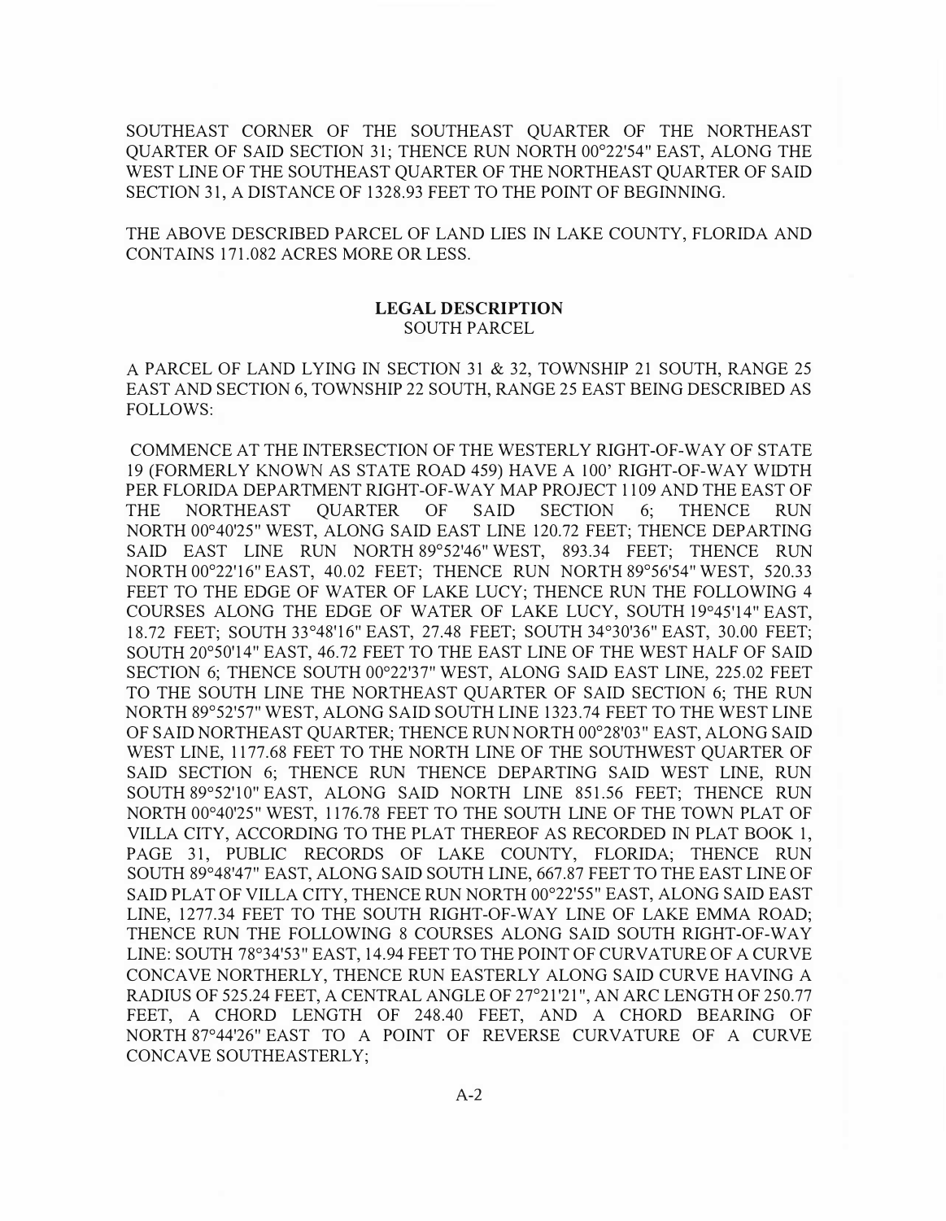SOUTHEAST CORNER OF THE SOUTHEAST QUARTER OF THE NORTHEAST QUARTER OF SAID SECTION 31; THENCE RUN NORTH 00°22'54" EAST, ALONG THE WEST LINE OF THE SOUTHEAST QUARTER OF THE NORTHEAST QUARTER OF SAID SECTION 31, A DISTANCE OF 1328.93 FEET TO THE POINT OF BEGINNING.

THE ABOVE DESCRIBED PARCEL OF LAND LIES IN LAKE COUNTY, FLORIDA AND CONTAINS 171.082 ACRES MORE OR LESS.

**LEGAL DESCRIPTION**
SOUTH PARCEL

A PARCEL OF LAND LYING IN SECTION 31 & 32, TOWNSHIP 21 SOUTH, RANGE 25 EAST AND SECTION 6, TOWNSHIP 22 SOUTH, RANGE 25 EAST BEING DESCRIBED AS FOLLOWS:

COMMENCE AT THE INTERSECTION OF THE WESTERLY RIGHT-OF-WAY OF STATE 19 (FORMERLY KNOWN AS STATE ROAD 459) HAVE A 100' RIGHT-OF-WAY WIDTH PER FLORIDA DEPARTMENT RIGHT-OF-WAY MAP PROJECT 1109 AND THE EAST OF THE NORTHEAST QUARTER OF SAID SECTION 6; THENCE RUN NORTH 00°40'25" WEST, ALONG SAID EAST LINE 120.72 FEET; THENCE DEPARTING SAID EAST LINE RUN NORTH 89°52'46" WEST, 893.34 FEET; THENCE RUN NORTH 00°22'16" EAST, 40.02 FEET; THENCE RUN NORTH 89°56'54" WEST, 520.33 FEET TO THE EDGE OF WATER OF LAKE LUCY; THENCE RUN THE FOLLOWING 4 COURSES ALONG THE EDGE OF WATER OF LAKE LUCY, SOUTH 19°45'14" EAST, 18.72 FEET; SOUTH 33°48'16" EAST, 27.48 FEET; SOUTH 34°30'36" EAST, 30.00 FEET; SOUTH 20°50'14" EAST, 46.72 FEET TO THE EAST LINE OF THE WEST HALF OF SAID SECTION 6; THENCE SOUTH 00°22'37" WEST, ALONG SAID EAST LINE, 225.02 FEET TO THE SOUTH LINE THE NORTHEAST QUARTER OF SAID SECTION 6; THE RUN NORTH 89°52'57" WEST, ALONG SAID SOUTH LINE 1323.74 FEET TO THE WEST LINE OF SAID NORTHEAST QUARTER; THENCE RUN NORTH 00°28'03" EAST, ALONG SAID WEST LINE, 1177.68 FEET TO THE NORTH LINE OF THE SOUTHWEST QUARTER OF SAID SECTION 6; THENCE RUN THENCE DEPARTING SAID WEST LINE, RUN SOUTH 89°52'10" EAST, ALONG SAID NORTH LINE 851.56 FEET; THENCE RUN NORTH 00°40'25" WEST, 1176.78 FEET TO THE SOUTH LINE OF THE TOWN PLAT OF VILLA CITY, ACCORDING TO THE PLAT THEREOF AS RECORDED IN PLAT BOOK 1, PAGE 31, PUBLIC RECORDS OF LAKE COUNTY, FLORIDA; THENCE RUN SOUTH 89°48'47" EAST, ALONG SAID SOUTH LINE, 667.87 FEET TO THE EAST LINE OF SAID PLAT OF VILLA CITY, THENCE RUN NORTH 00°22'55" EAST, ALONG SAID EAST LINE, 1277.34 FEET TO THE SOUTH RIGHT-OF-WAY LINE OF LAKE EMMA ROAD; THENCE RUN THE FOLLOWING 8 COURSES ALONG SAID SOUTH RIGHT-OF-WAY LINE: SOUTH 78°34'53" EAST, 14.94 FEET TO THE POINT OF CURVATURE OF A CURVE CONCAVE NORTHERLY, THENCE RUN EASTERLY ALONG SAID CURVE HAVING A RADIUS OF 525.24 FEET, A CENTRAL ANGLE OF 27°21'21", AN ARC LENGTH OF 250.77 FEET, A CHORD LENGTH OF 248.40 FEET, AND A CHORD BEARING OF NORTH 87°44'26" EAST TO A POINT OF REVERSE CURVATURE OF A CURVE CONCAVE SOUTHEASTERLY;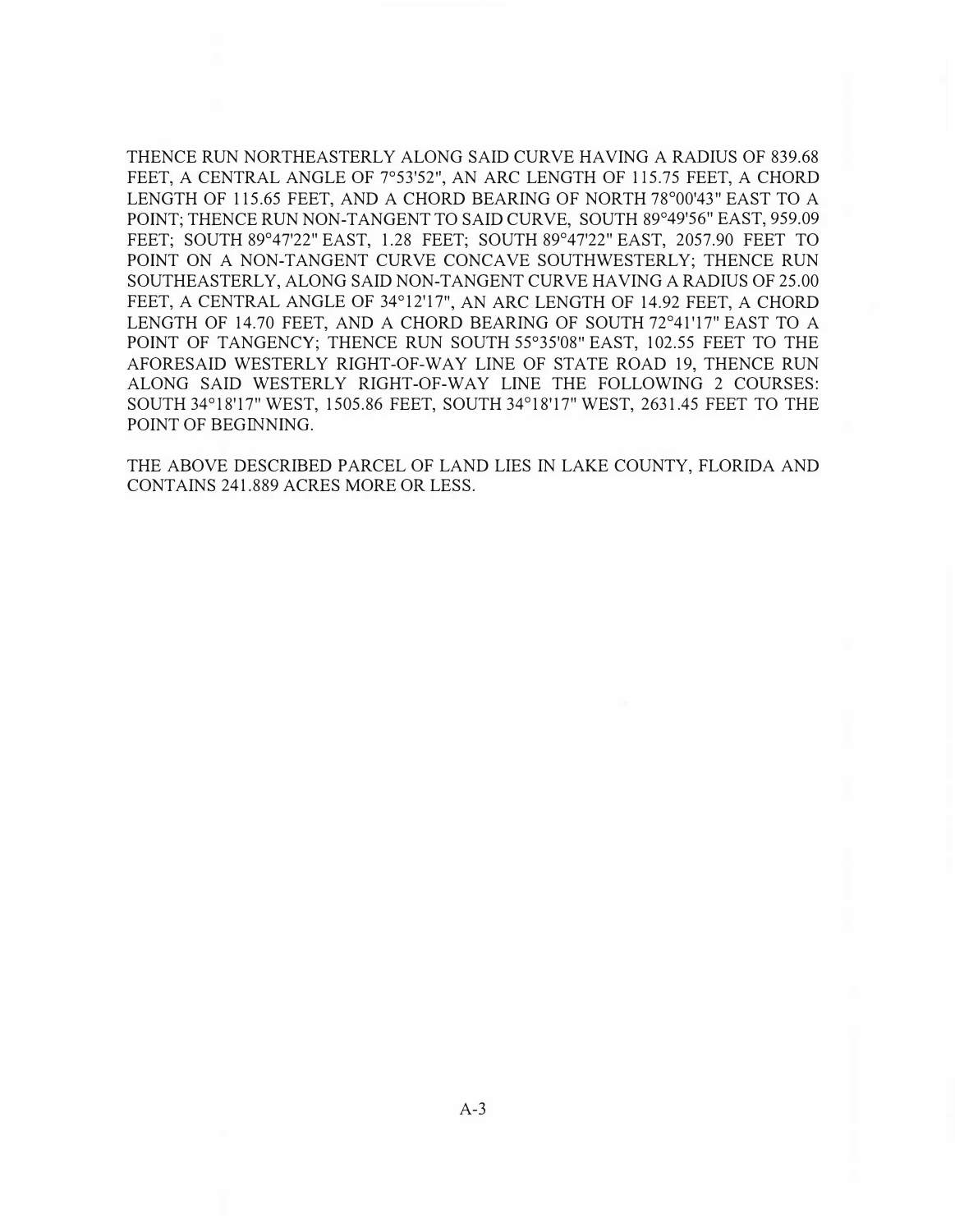THENCE RUN NORTHEASTERLY ALONG SAID CURVE HAVING A RADIUS OF 839.68 FEET, A CENTRAL ANGLE OF 7°53'52", AN ARC LENGTH OF 115.75 FEET, A CHORD LENGTH OF 115.65 FEET, AND A CHORD BEARING OF NORTH 78°00'43" EAST TO A POINT; THENCE RUN NON-TANGENT TO SAID CURVE, SOUTH 89°49'56" EAST, 959.09 FEET; SOUTH 89°47'22" EAST, 1.28 FEET; SOUTH 89°47'22" EAST, 2057.90 FEET TO POINT ON A NON-TANGENT CURVE CONCAVE SOUTHWESTERLY; THENCE RUN SOUTHEASTERLY, ALONG SAID NON-TANGENT CURVE HAVING A RADIUS OF 25.00 FEET, A CENTRAL ANGLE OF 34°12'17", AN ARC LENGTH OF 14.92 FEET, A CHORD LENGTH OF 14.70 FEET, AND A CHORD BEARING OF SOUTH 72°41'17" EAST TO A POINT OF TANGENCY; THENCE RUN SOUTH 55°35'08" EAST, 102.55 FEET TO THE AFORESAID WESTERLY RIGHT-OF-WAY LINE OF STATE ROAD 19, THENCE RUN ALONG SAID WESTERLY RIGHT-OF-WAY LINE THE FOLLOWING 2 COURSES: SOUTH 34°18'17" WEST, 1505.86 FEET, SOUTH 34°18'17" WEST, 2631.45 FEET TO THE POINT OF BEGINNING.

THE ABOVE DESCRIBED PARCEL OF LAND LIES IN LAKE COUNTY, FLORIDA AND CONTAINS 241.889 ACRES MORE OR LESS.